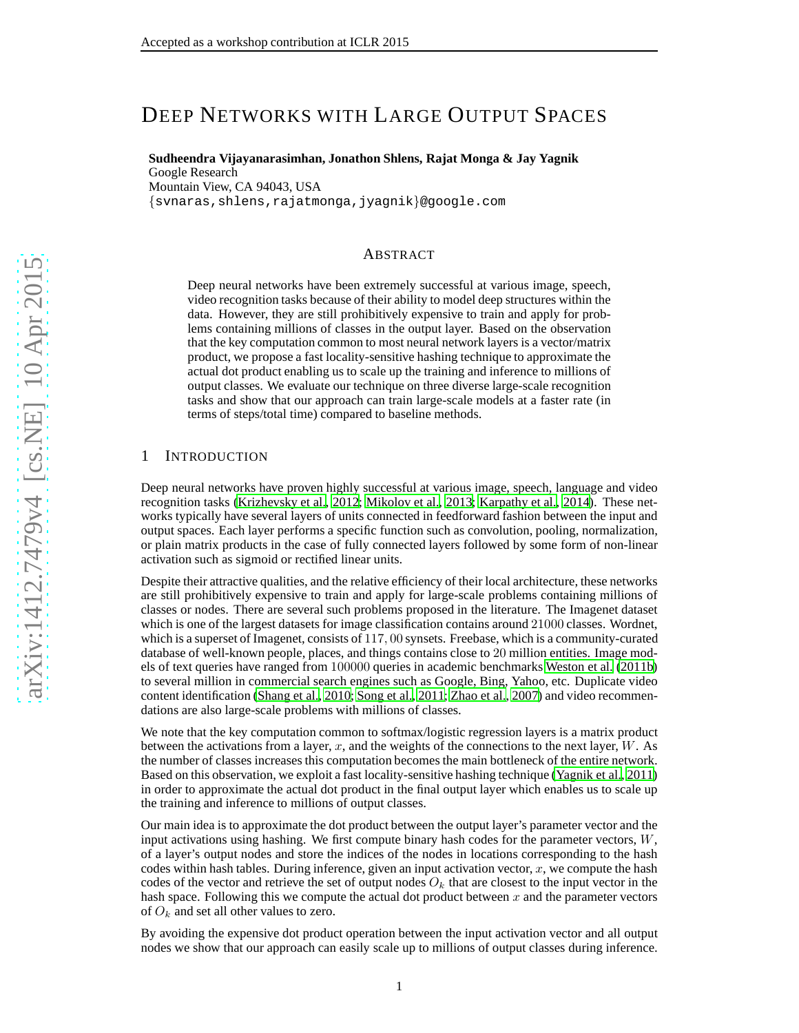# Deep Networks with Large Output Spaces

**Sudheendra Vijayanarasimhan, Jonathon Shlens, Rajat Monga & Jay Yagnik**
Google Research
Mountain View, CA 94043, USA
{svnaras,shlens,rajatmonga,jyagnik}@google.com

## Abstract

Deep neural networks have been extremely successful at various image, speech, video recognition tasks because of their ability to model deep structures within the data. However, they are still prohibitively expensive to train and apply for problems containing millions of classes in the output layer. Based on the observation that the key computation common to most neural network layers is a vector/matrix product, we propose a fast locality-sensitive hashing technique to approximate the actual dot product enabling us to scale up the training and inference to millions of output classes. We evaluate our technique on three diverse large-scale recognition tasks and show that our approach can train large-scale models at a faster rate (in terms of steps/total time) compared to baseline methods.

## 1 Introduction

Deep neural networks have proven highly successful at various image, speech, language and video recognition tasks (Krizhevsky et al., 2012; Mikolov et al., 2013; Karpathy et al., 2014). These networks typically have several layers of units connected in feedforward fashion between the input and output spaces. Each layer performs a specific function such as convolution, pooling, normalization, or plain matrix products in the case of fully connected layers followed by some form of non-linear activation such as sigmoid or rectified linear units.

Despite their attractive qualities, and the relative efficiency of their local architecture, these networks are still prohibitively expensive to train and apply for large-scale problems containing millions of classes or nodes. There are several such problems proposed in the literature. The Imagenet dataset which is one of the largest datasets for image classification contains around $21000$ classes. Wordnet, which is a superset of Imagenet, consists of $117,00$ synsets. Freebase, which is a community-curated database of well-known people, places, and things contains close to $20$ million entities. Image models of text queries have ranged from $100000$ queries in academic benchmarks Weston et al. (2011b) to several million in commercial search engines such as Google, Bing, Yahoo, etc. Duplicate video content identification (Shang et al., 2010; Song et al., 2011; Zhao et al., 2007) and video recommendations are also large-scale problems with millions of classes.

We note that the key computation common to softmax/logistic regression layers is a matrix product between the activations from a layer, $x$, and the weights of the connections to the next layer, $W$. As the number of classes increases this computation becomes the main bottleneck of the entire network. Based on this observation, we exploit a fast locality-sensitive hashing technique (Yagnik et al., 2011) in order to approximate the actual dot product in the final output layer which enables us to scale up the training and inference to millions of output classes.

Our main idea is to approximate the dot product between the output layer's parameter vector and the input activations using hashing. We first compute binary hash codes for the parameter vectors, $W$, of a layer's output nodes and store the indices of the nodes in locations corresponding to the hash codes within hash tables. During inference, given an input activation vector, $x$, we compute the hash codes of the vector and retrieve the set of output nodes $O_k$ that are closest to the input vector in the hash space. Following this we compute the actual dot product between $x$ and the parameter vectors of $O_k$ and set all other values to zero.

By avoiding the expensive dot product operation between the input activation vector and all output nodes we show that our approach can easily scale up to millions of output classes during inference.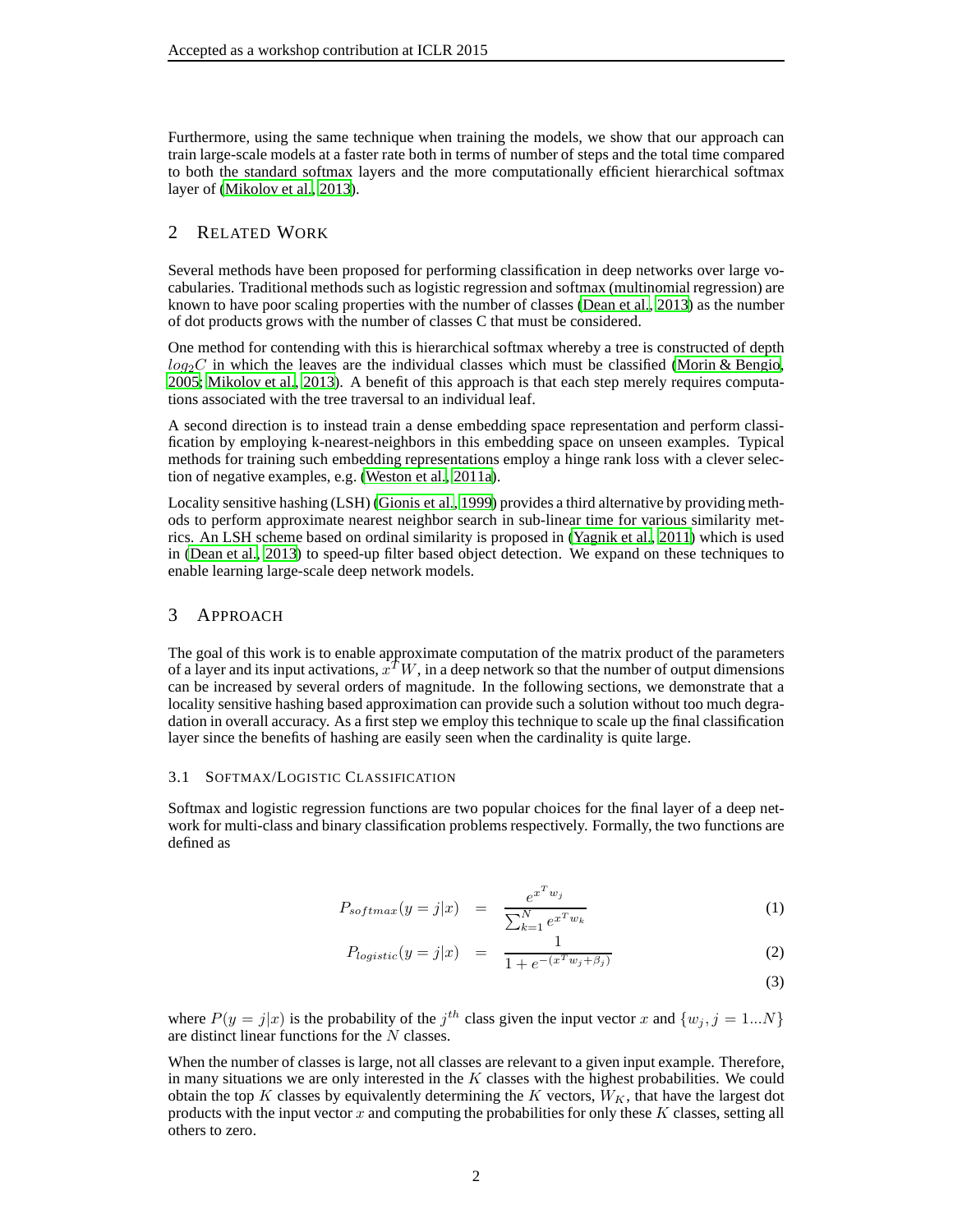Furthermore, using the same technique when training the models, we show that our approach can train large-scale models at a faster rate both in terms of number of steps and the total time compared to both the standard softmax layers and the more computationally efficient hierarchical softmax layer of (Mikolov et al., 2013).

## 2 Related Work

Several methods have been proposed for performing classification in deep networks over large vocabularies. Traditional methods such as logistic regression and softmax (multinomial regression) are known to have poor scaling properties with the number of classes (Dean et al., 2013) as the number of dot products grows with the number of classes C that must be considered.

One method for contending with this is hierarchical softmax whereby a tree is constructed of depth $log_2 C$ in which the leaves are the individual classes which must be classified (Morin & Bengio, 2005; Mikolov et al., 2013). A benefit of this approach is that each step merely requires computations associated with the tree traversal to an individual leaf.

A second direction is to instead train a dense embedding space representation and perform classification by employing k-nearest-neighbors in this embedding space on unseen examples. Typical methods for training such embedding representations employ a hinge rank loss with a clever selection of negative examples, e.g. (Weston et al., 2011a).

Locality sensitive hashing (LSH) (Gionis et al., 1999) provides a third alternative by providing methods to perform approximate nearest neighbor search in sub-linear time for various similarity metrics. An LSH scheme based on ordinal similarity is proposed in (Yagnik et al., 2011) which is used in (Dean et al., 2013) to speed-up filter based object detection. We expand on these techniques to enable learning large-scale deep network models.

## 3 Approach

The goal of this work is to enable approximate computation of the matrix product of the parameters of a layer and its input activations, $x^T W$, in a deep network so that the number of output dimensions can be increased by several orders of magnitude. In the following sections, we demonstrate that a locality sensitive hashing based approximation can provide such a solution without too much degradation in overall accuracy. As a first step we employ this technique to scale up the final classification layer since the benefits of hashing are easily seen when the cardinality is quite large.

### 3.1 Softmax/Logistic Classification

Softmax and logistic regression functions are two popular choices for the final layer of a deep network for multi-class and binary classification problems respectively. Formally, the two functions are defined as

$$P_{softmax}(y = j|x) = \frac{e^{x^T w_j}}{\sum_{k=1}^{N} e^{x^T w_k}} \tag{1}$$

$$P_{logistic}(y = j|x) = \frac{1}{1 + e^{-(x^T w_j + \beta_j)}} \tag{2}$$

$$\tag{3}$$

where $P(y = j|x)$ is the probability of the $j^{th}$ class given the input vector $x$ and $\{w_j, j = 1...N\}$ are distinct linear functions for the $N$ classes.

When the number of classes is large, not all classes are relevant to a given input example. Therefore, in many situations we are only interested in the $K$ classes with the highest probabilities. We could obtain the top $K$ classes by equivalently determining the $K$ vectors, $W_K$, that have the largest dot products with the input vector $x$ and computing the probabilities for only these $K$ classes, setting all others to zero.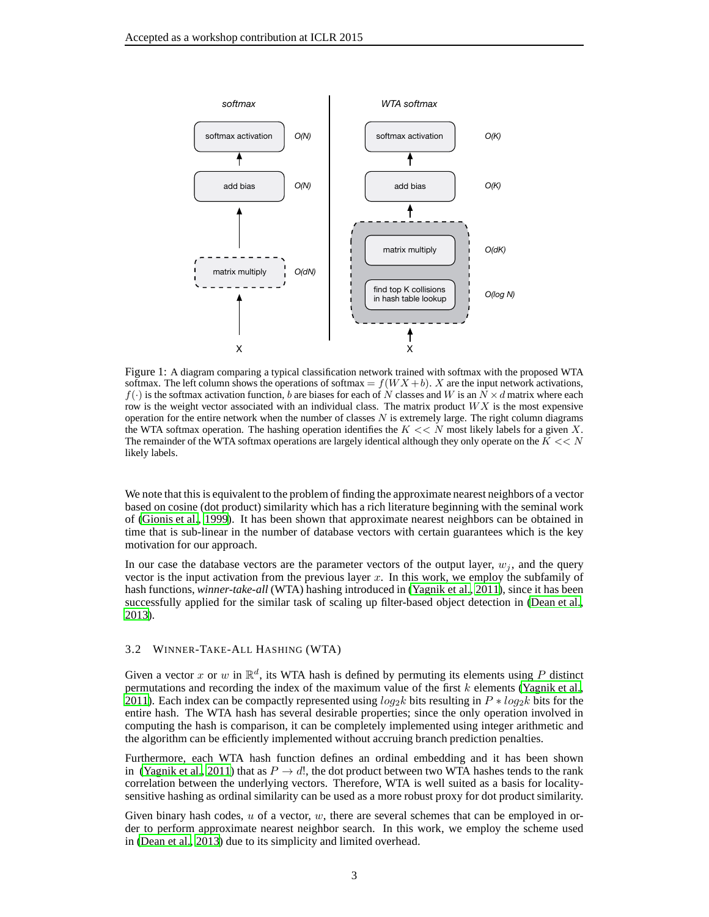Figure 1: A diagram comparing a typical classification network trained with softmax with the proposed WTA softmax. The left column shows the operations of softmax = $f(WX + b)$. $X$ are the input network activations, $f(\cdot)$ is the softmax activation function, $b$ are biases for each of $N$ classes and $W$ is an $N \times d$ matrix where each row is the weight vector associated with an individual class. The matrix product $WX$ is the most expensive operation for the entire network when the number of classes $N$ is extremely large. The right column diagrams the WTA softmax operation. The hashing operation identifies the $K << N$ most likely labels for a given $X$. The remainder of the WTA softmax operations are largely identical although they only operate on the $K << N$ likely labels.

We note that this is equivalent to the problem of finding the approximate nearest neighbors of a vector based on cosine (dot product) similarity which has a rich literature beginning with the seminal work of (Gionis et al., 1999). It has been shown that approximate nearest neighbors can be obtained in time that is sub-linear in the number of database vectors with certain guarantees which is the key motivation for our approach.

In our case the database vectors are the parameter vectors of the output layer, $w_j$, and the query vector is the input activation from the previous layer $x$. In this work, we employ the subfamily of hash functions, *winner-take-all* (WTA) hashing introduced in (Yagnik et al., 2011), since it has been successfully applied for the similar task of scaling up filter-based object detection in (Dean et al., 2013).

### 3.2 Winner-Take-All Hashing (WTA)

Given a vector $x$ or $w$ in $\mathbb{R}^d$, its WTA hash is defined by permuting its elements using $P$ distinct permutations and recording the index of the maximum value of the first $k$ elements (Yagnik et al., 2011). Each index can be compactly represented using $log_2 k$ bits resulting in $P * log_2 k$ bits for the entire hash. The WTA hash has several desirable properties; since the only operation involved in computing the hash is comparison, it can be completely implemented using integer arithmetic and the algorithm can be efficiently implemented without accruing branch prediction penalties.

Furthermore, each WTA hash function defines an ordinal embedding and it has been shown in (Yagnik et al., 2011) that as $P \to d!$, the dot product between two WTA hashes tends to the rank correlation between the underlying vectors. Therefore, WTA is well suited as a basis for locality-sensitive hashing as ordinal similarity can be used as a more robust proxy for dot product similarity.

Given binary hash codes, $u$ of a vector, $w$, there are several schemes that can be employed in order to perform approximate nearest neighbor search. In this work, we employ the scheme used in (Dean et al., 2013) due to its simplicity and limited overhead.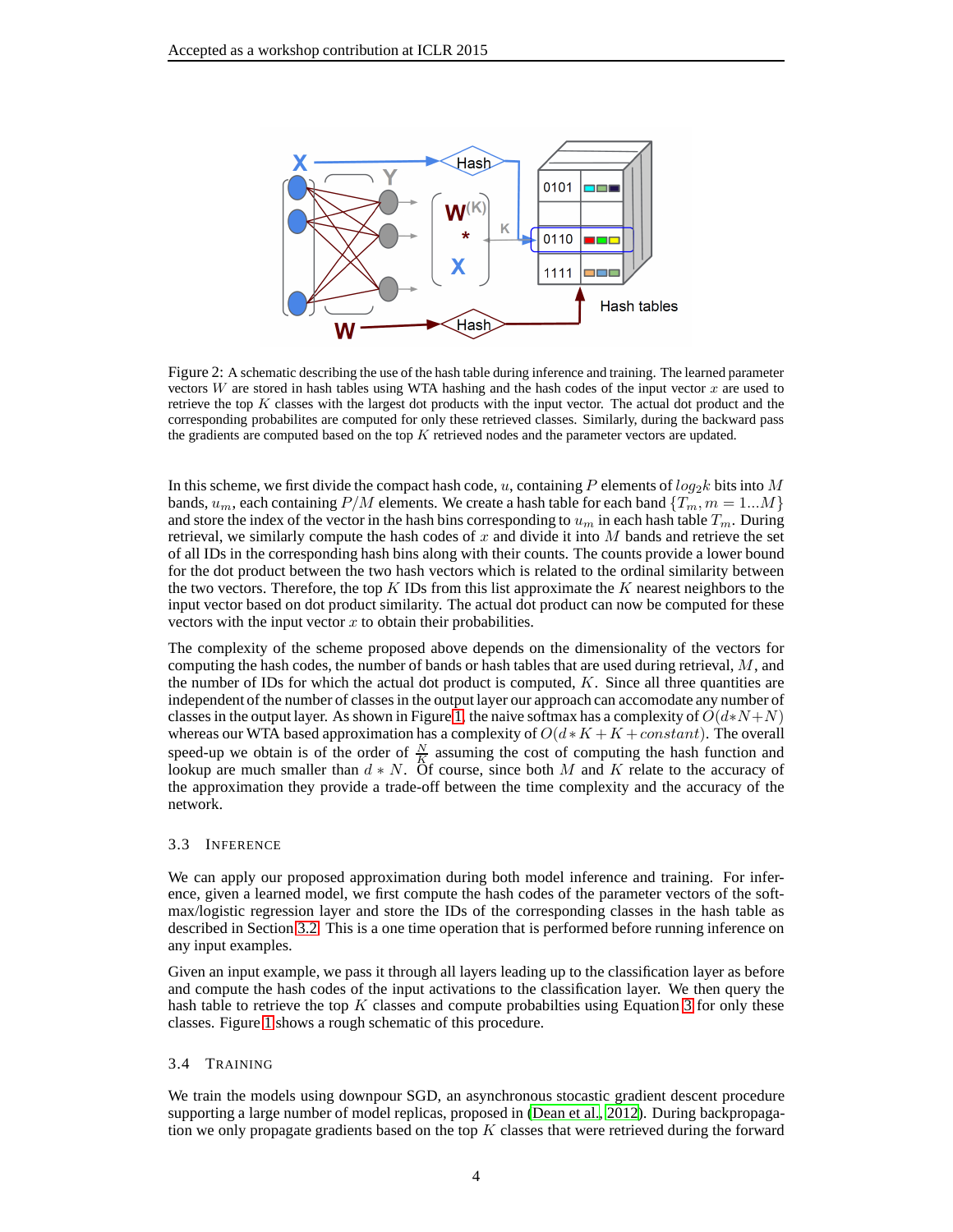Figure 2: A schematic describing the use of the hash table during inference and training. The learned parameter vectors $W$ are stored in hash tables using WTA hashing and the hash codes of the input vector $x$ are used to retrieve the top $K$ classes with the largest dot products with the input vector. The actual dot product and the corresponding probabilites are computed for only these retrieved classes. Similarly, during the backward pass the gradients are computed based on the top $K$ retrieved nodes and the parameter vectors are updated.

In this scheme, we first divide the compact hash code, $u$, containing $P$ elements of $log_2 k$ bits into $M$ bands, $u_m$, each containing $P/M$ elements. We create a hash table for each band $\{T_m, m = 1...M\}$ and store the index of the vector in the hash bins corresponding to $u_m$ in each hash table $T_m$. During retrieval, we similarly compute the hash codes of $x$ and divide it into $M$ bands and retrieve the set of all IDs in the corresponding hash bins along with their counts. The counts provide a lower bound for the dot product between the two hash vectors which is related to the ordinal similarity between the two vectors. Therefore, the top $K$ IDs from this list approximate the $K$ nearest neighbors to the input vector based on dot product similarity. The actual dot product can now be computed for these vectors with the input vector $x$ to obtain their probabilities.

The complexity of the scheme proposed above depends on the dimensionality of the vectors for computing the hash codes, the number of bands or hash tables that are used during retrieval, $M$, and the number of IDs for which the actual dot product is computed, $K$. Since all three quantities are independent of the number of classes in the output layer our approach can accomodate any number of classes in the output layer. As shown in Figure 1, the naive softmax has a complexity of $O(d*N+N)$ whereas our WTA based approximation has a complexity of $O(d*K+K+constant)$. The overall speed-up we obtain is of the order of $\frac{N}{K}$ assuming the cost of computing the hash function and lookup are much smaller than $d*N$. Of course, since both $M$ and $K$ relate to the accuracy of the approximation they provide a trade-off between the time complexity and the accuracy of the network.

### 3.3 Inference

We can apply our proposed approximation during both model inference and training. For inference, given a learned model, we first compute the hash codes of the parameter vectors of the softmax/logistic regression layer and store the IDs of the corresponding classes in the hash table as described in Section 3.2. This is a one time operation that is performed before running inference on any input examples.

Given an input example, we pass it through all layers leading up to the classification layer as before and compute the hash codes of the input activations to the classification layer. We then query the hash table to retrieve the top $K$ classes and compute probabilties using Equation 3 for only these classes. Figure 1 shows a rough schematic of this procedure.

### 3.4 Training

We train the models using downpour SGD, an asynchronous stocastic gradient descent procedure supporting a large number of model replicas, proposed in (Dean et al., 2012). During backpropagation we only propagate gradients based on the top $K$ classes that were retrieved during the forward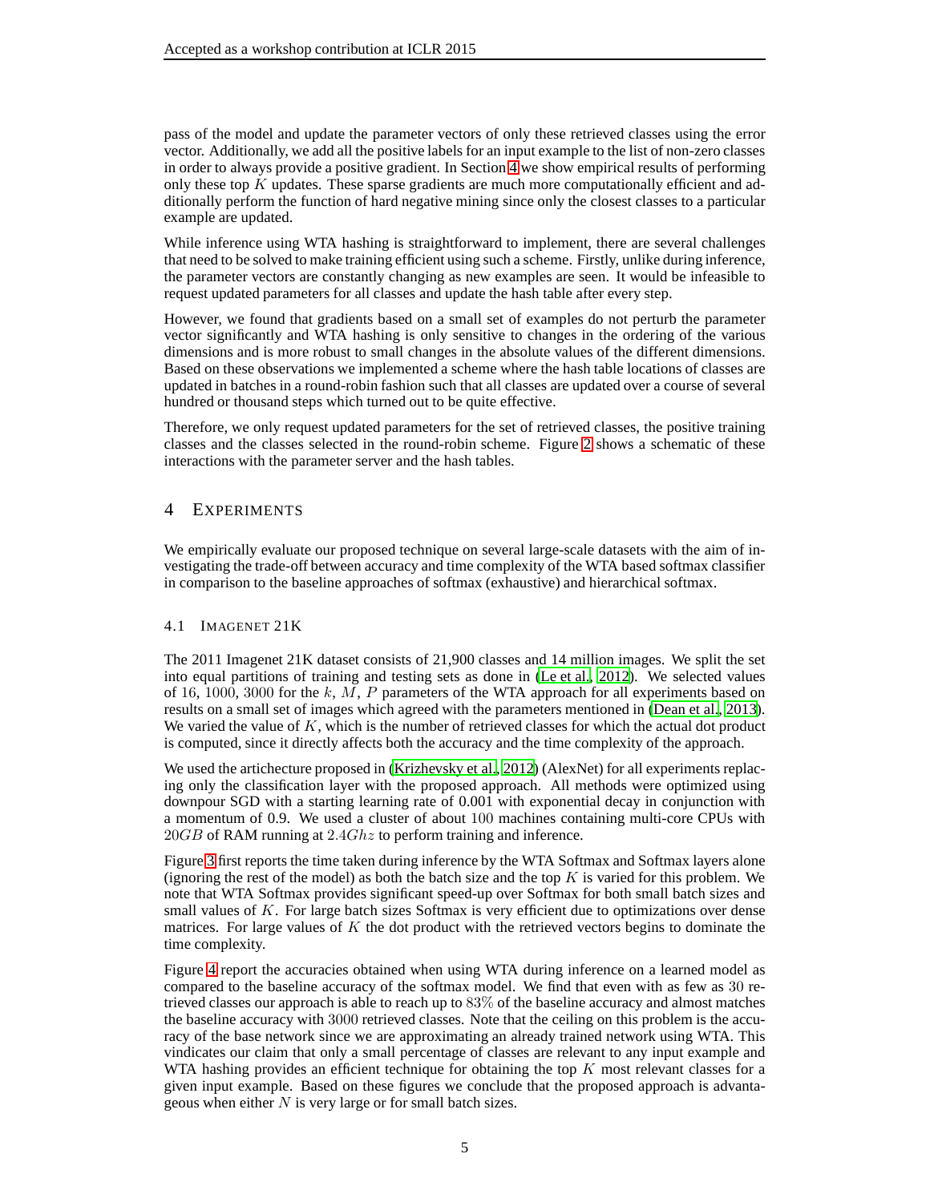pass of the model and update the parameter vectors of only these retrieved classes using the error vector. Additionally, we add all the positive labels for an input example to the list of non-zero classes in order to always provide a positive gradient. In Section 4 we show empirical results of performing only these top $K$ updates. These sparse gradients are much more computationally efficient and additionally perform the function of hard negative mining since only the closest classes to a particular example are updated.

While inference using WTA hashing is straightforward to implement, there are several challenges that need to be solved to make training efficient using such a scheme. Firstly, unlike during inference, the parameter vectors are constantly changing as new examples are seen. It would be infeasible to request updated parameters for all classes and update the hash table after every step.

However, we found that gradients based on a small set of examples do not perturb the parameter vector significantly and WTA hashing is only sensitive to changes in the ordering of the various dimensions and is more robust to small changes in the absolute values of the different dimensions. Based on these observations we implemented a scheme where the hash table locations of classes are updated in batches in a round-robin fashion such that all classes are updated over a course of several hundred or thousand steps which turned out to be quite effective.

Therefore, we only request updated parameters for the set of retrieved classes, the positive training classes and the classes selected in the round-robin scheme. Figure 2 shows a schematic of these interactions with the parameter server and the hash tables.

## 4 Experiments

We empirically evaluate our proposed technique on several large-scale datasets with the aim of investigating the trade-off between accuracy and time complexity of the WTA based softmax classifier in comparison to the baseline approaches of softmax (exhaustive) and hierarchical softmax.

### 4.1 Imagenet 21K

The 2011 Imagenet 21K dataset consists of 21,900 classes and 14 million images. We split the set into equal partitions of training and testing sets as done in (Le et al., 2012). We selected values of $16$, $1000$, $3000$ for the $k$, $M$, $P$ parameters of the WTA approach for all experiments based on results on a small set of images which agreed with the parameters mentioned in (Dean et al., 2013). We varied the value of $K$, which is the number of retrieved classes for which the actual dot product is computed, since it directly affects both the accuracy and the time complexity of the approach.

We used the artichecture proposed in (Krizhevsky et al., 2012) (AlexNet) for all experiments replacing only the classification layer with the proposed approach. All methods were optimized using downpour SGD with a starting learning rate of 0.001 with exponential decay in conjunction with a momentum of 0.9. We used a cluster of about $100$ machines containing multi-core CPUs with $20GB$ of RAM running at $2.4Ghz$ to perform training and inference.

Figure 3 first reports the time taken during inference by the WTA Softmax and Softmax layers alone (ignoring the rest of the model) as both the batch size and the top $K$ is varied for this problem. We note that WTA Softmax provides significant speed-up over Softmax for both small batch sizes and small values of $K$. For large batch sizes Softmax is very efficient due to optimizations over dense matrices. For large values of $K$ the dot product with the retrieved vectors begins to dominate the time complexity.

Figure 4 report the accuracies obtained when using WTA during inference on a learned model as compared to the baseline accuracy of the softmax model. We find that even with as few as $30$ retrieved classes our approach is able to reach up to $83\%$ of the baseline accuracy and almost matches the baseline accuracy with $3000$ retrieved classes. Note that the ceiling on this problem is the accuracy of the base network since we are approximating an already trained network using WTA. This vindicates our claim that only a small percentage of classes are relevant to any input example and WTA hashing provides an efficient technique for obtaining the top $K$ most relevant classes for a given input example. Based on these figures we conclude that the proposed approach is advantageous when either $N$ is very large or for small batch sizes.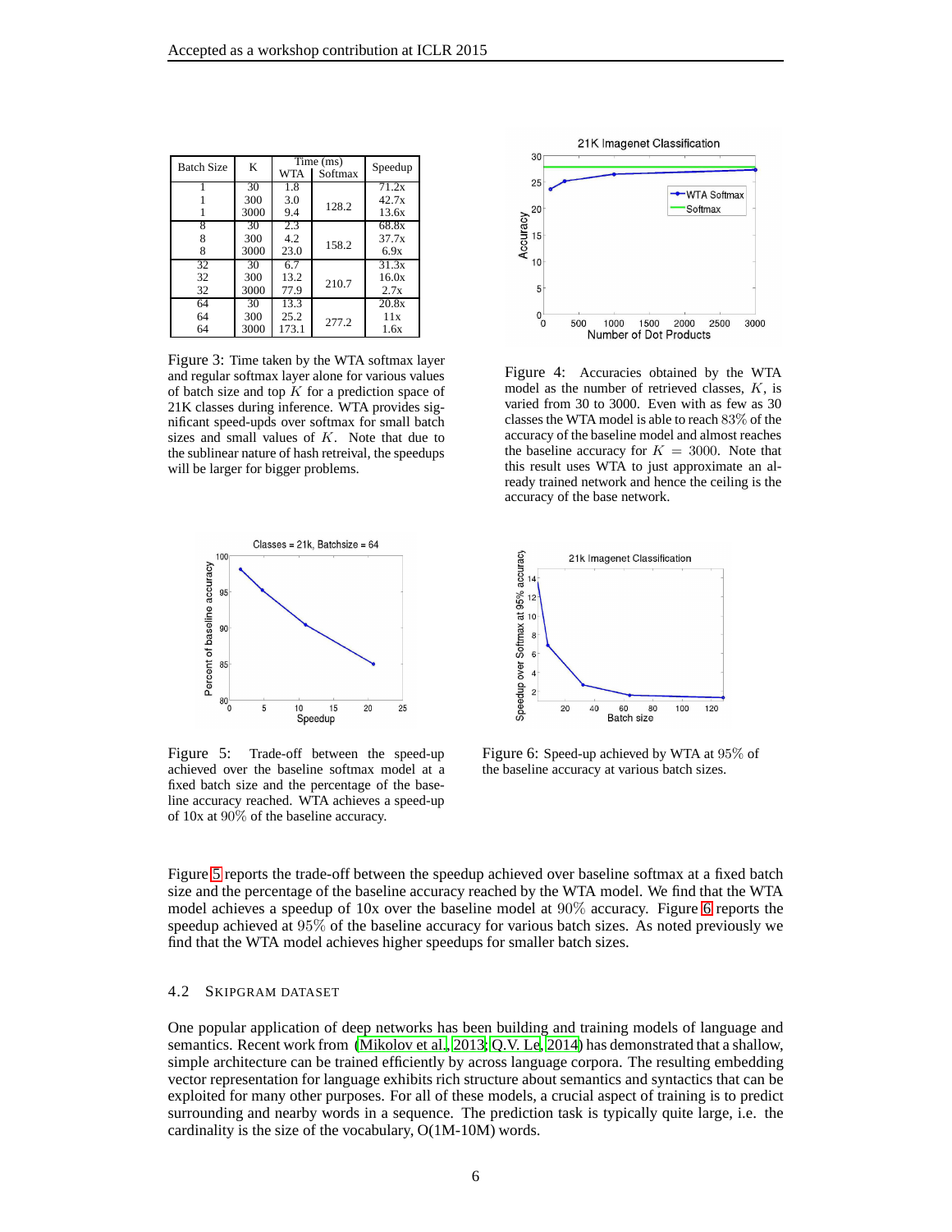| Batch Size | K | Time (ms) | | Speedup |
|---|---|---|---|---|
| | | WTA | Softmax | |
| 1 | 30 | 1.8 | 128.2 | 71.2x |
| 1 | 300 | 3.0 | | 42.7x |
| 1 | 3000 | 9.4 | | 13.6x |
| 8 | 30 | 2.3 | 158.2 | 68.8x |
| 8 | 300 | 4.2 | | 37.7x |
| 8 | 3000 | 23.0 | | 6.9x |
| 32 | 30 | 6.7 | 210.7 | 31.3x |
| 32 | 300 | 13.2 | | 16.0x |
| 32 | 3000 | 77.9 | | 2.7x |
| 64 | 30 | 13.3 | 277.2 | 20.8x |
| 64 | 300 | 25.2 | | 11x |
| 64 | 3000 | 173.1 | | 1.6x |

Figure 3: Time taken by the WTA softmax layer and regular softmax layer alone for various values of batch size and top $K$ for a prediction space of 21K classes during inference. WTA provides significant speed-upds over softmax for small batch sizes and small values of $K$. Note that due to the sublinear nature of hash retreival, the speedups will be larger for bigger problems.

Figure 4: Accuracies obtained by the WTA model as the number of retrieved classes, $K$, is varied from 30 to 3000. Even with as few as 30 classes the WTA model is able to reach 83% of the accuracy of the baseline model and almost reaches the baseline accuracy for $K = 3000$. Note that this result uses WTA to just approximate an already trained network and hence the ceiling is the accuracy of the base network.

Figure 5: Trade-off between the speed-up achieved over the baseline softmax model at a fixed batch size and the percentage of the baseline accuracy reached. WTA achieves a speed-up of 10x at 90% of the baseline accuracy.

Figure 6: Speed-up achieved by WTA at 95% of the baseline accuracy at various batch sizes.

Figure 5 reports the trade-off between the speedup achieved over baseline softmax at a fixed batch size and the percentage of the baseline accuracy reached by the WTA model. We find that the WTA model achieves a speedup of 10x over the baseline model at 90% accuracy. Figure 6 reports the speedup achieved at 95% of the baseline accuracy for various batch sizes. As noted previously we find that the WTA model achieves higher speedups for smaller batch sizes.

### 4.2 SKIPGRAM DATASET

One popular application of deep networks has been building and training models of language and semantics. Recent work from (Mikolov et al., 2013; Q.V. Le, 2014) has demonstrated that a shallow, simple architecture can be trained efficiently by across language corpora. The resulting embedding vector representation for language exhibits rich structure about semantics and syntactics that can be exploited for many other purposes. For all of these models, a crucial aspect of training is to predict surrounding and nearby words in a sequence. The prediction task is typically quite large, i.e. the cardinality is the size of the vocabulary, O(1M-10M) words.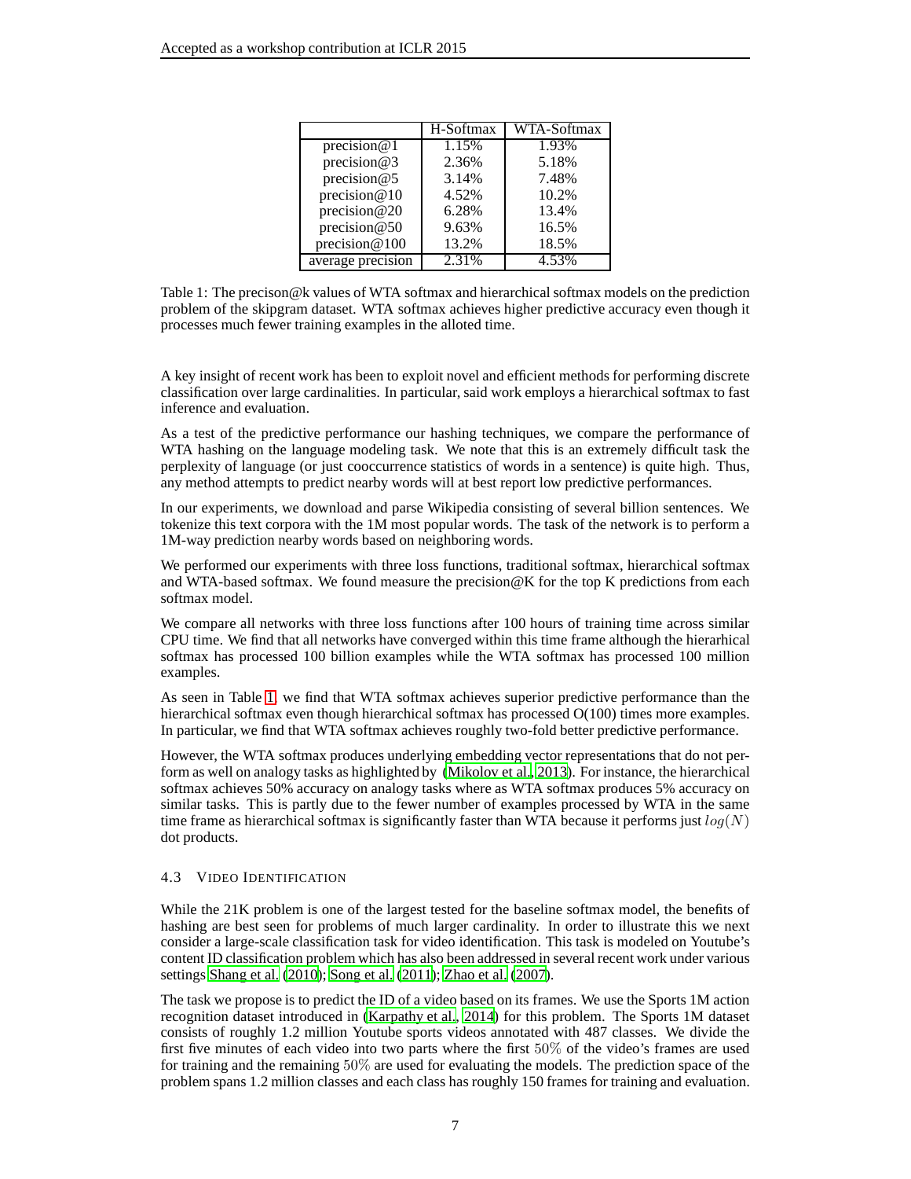| | H-Softmax | WTA-Softmax |
|---|---|---|
| precision@1 | 1.15% | 1.93% |
| precision@3 | 2.36% | 5.18% |
| precision@5 | 3.14% | 7.48% |
| precision@10 | 4.52% | 10.2% |
| precision@20 | 6.28% | 13.4% |
| precision@50 | 9.63% | 16.5% |
| precision@100 | 13.2% | 18.5% |
| average precision | 2.31% | 4.53% |

Table 1: The precison@k values of WTA softmax and hierarchical softmax models on the prediction problem of the skipgram dataset. WTA softmax achieves higher predictive accuracy even though it processes much fewer training examples in the alloted time.

A key insight of recent work has been to exploit novel and efficient methods for performing discrete classification over large cardinalities. In particular, said work employs a hierarchical softmax to fast inference and evaluation.

As a test of the predictive performance our hashing techniques, we compare the performance of WTA hashing on the language modeling task. We note that this is an extremely difficult task the perplexity of language (or just cooccurrence statistics of words in a sentence) is quite high. Thus, any method attempts to predict nearby words will at best report low predictive performances.

In our experiments, we download and parse Wikipedia consisting of several billion sentences. We tokenize this text corpora with the 1M most popular words. The task of the network is to perform a 1M-way prediction nearby words based on neighboring words.

We performed our experiments with three loss functions, traditional softmax, hierarchical softmax and WTA-based softmax. We found measure the precision@K for the top K predictions from each softmax model.

We compare all networks with three loss functions after 100 hours of training time across similar CPU time. We find that all networks have converged within this time frame although the hierarhical softmax has processed 100 billion examples while the WTA softmax has processed 100 million examples.

As seen in Table 1, we find that WTA softmax achieves superior predictive performance than the hierarchical softmax even though hierarchical softmax has processed O(100) times more examples. In particular, we find that WTA softmax achieves roughly two-fold better predictive performance.

However, the WTA softmax produces underlying embedding vector representations that do not perform as well on analogy tasks as highlighted by (Mikolov et al., 2013). For instance, the hierarchical softmax achieves 50% accuracy on analogy tasks where as WTA softmax produces 5% accuracy on similar tasks. This is partly due to the fewer number of examples processed by WTA in the same time frame as hierarchical softmax is significantly faster than WTA because it performs just $log(N)$ dot products.

### 4.3 Video Identification

While the 21K problem is one of the largest tested for the baseline softmax model, the benefits of hashing are best seen for problems of much larger cardinality. In order to illustrate this we next consider a large-scale classification task for video identification. This task is modeled on Youtube's content ID classification problem which has also been addressed in several recent work under various settings Shang et al. (2010); Song et al. (2011); Zhao et al. (2007).

The task we propose is to predict the ID of a video based on its frames. We use the Sports 1M action recognition dataset introduced in (Karpathy et al., 2014) for this problem. The Sports 1M dataset consists of roughly 1.2 million Youtube sports videos annotated with 487 classes. We divide the first five minutes of each video into two parts where the first $50\%$ of the video's frames are used for training and the remaining $50\%$ are used for evaluating the models. The prediction space of the problem spans 1.2 million classes and each class has roughly 150 frames for training and evaluation.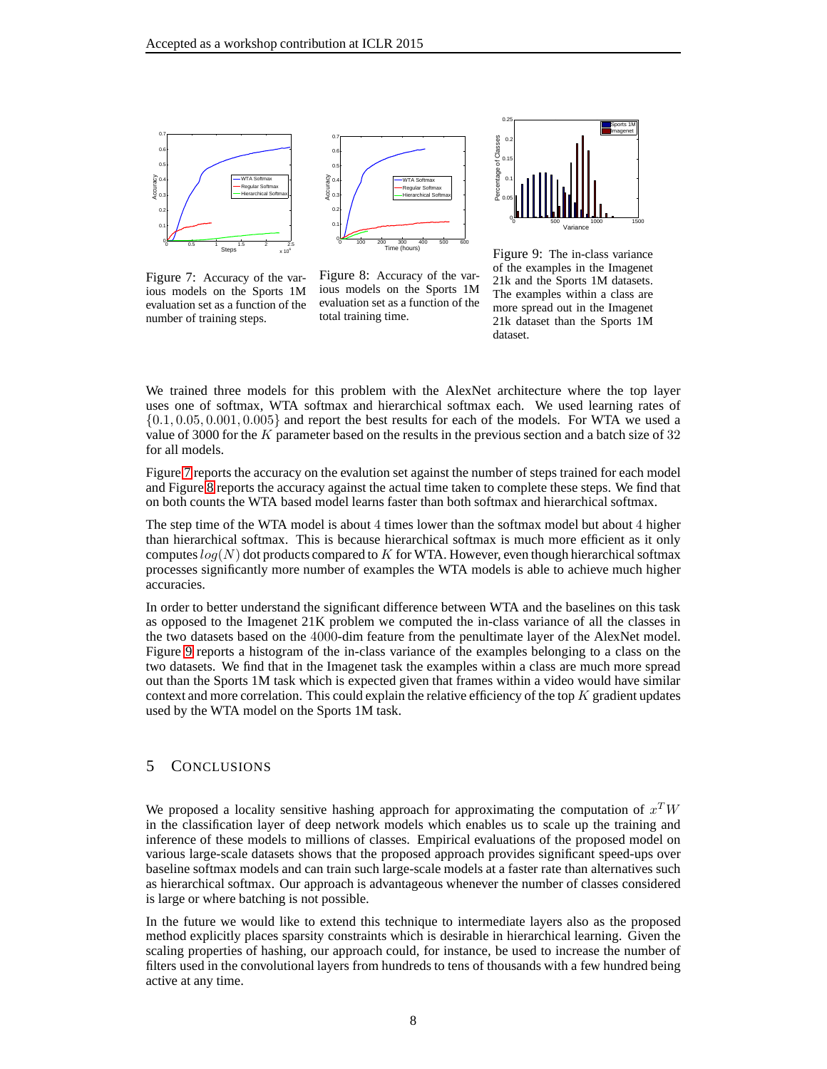Figure 7: Accuracy of the various models on the Sports 1M evaluation set as a function of the number of training steps.

Figure 8: Accuracy of the various models on the Sports 1M evaluation set as a function of the total training time.

Figure 9: The in-class variance of the examples in the Imagenet 21k and the Sports 1M datasets. The examples within a class are more spread out in the Imagenet 21k dataset than the Sports 1M dataset.

We trained three models for this problem with the AlexNet architecture where the top layer uses one of softmax, WTA softmax and hierarchical softmax each. We used learning rates of $\{0.1, 0.05, 0.001, 0.005\}$ and report the best results for each of the models. For WTA we used a value of 3000 for the $K$ parameter based on the results in the previous section and a batch size of 32 for all models.

Figure 7 reports the accuracy on the evalution set against the number of steps trained for each model and Figure 8 reports the accuracy against the actual time taken to complete these steps. We find that on both counts the WTA based model learns faster than both softmax and hierarchical softmax.

The step time of the WTA model is about 4 times lower than the softmax model but about 4 higher than hierarchical softmax. This is because hierarchical softmax is much more efficient as it only computes $log(N)$ dot products compared to $K$ for WTA. However, even though hierarchical softmax processes significantly more number of examples the WTA models is able to achieve much higher accuracies.

In order to better understand the significant difference between WTA and the baselines on this task as opposed to the Imagenet 21K problem we computed the in-class variance of all the classes in the two datasets based on the 4000-dim feature from the penultimate layer of the AlexNet model. Figure 9 reports a histogram of the in-class variance of the examples belonging to a class on the two datasets. We find that in the Imagenet task the examples within a class are much more spread out than the Sports 1M task which is expected given that frames within a video would have similar context and more correlation. This could explain the relative efficiency of the top $K$ gradient updates used by the WTA model on the Sports 1M task.

## 5 Conclusions

We proposed a locality sensitive hashing approach for approximating the computation of $x^T W$ in the classification layer of deep network models which enables us to scale up the training and inference of these models to millions of classes. Empirical evaluations of the proposed model on various large-scale datasets shows that the proposed approach provides significant speed-ups over baseline softmax models and can train such large-scale models at a faster rate than alternatives such as hierarchical softmax. Our approach is advantageous whenever the number of classes considered is large or where batching is not possible.

In the future we would like to extend this technique to intermediate layers also as the proposed method explicitly places sparsity constraints which is desirable in hierarchical learning. Given the scaling properties of hashing, our approach could, for instance, be used to increase the number of filters used in the convolutional layers from hundreds to tens of thousands with a few hundred being active at any time.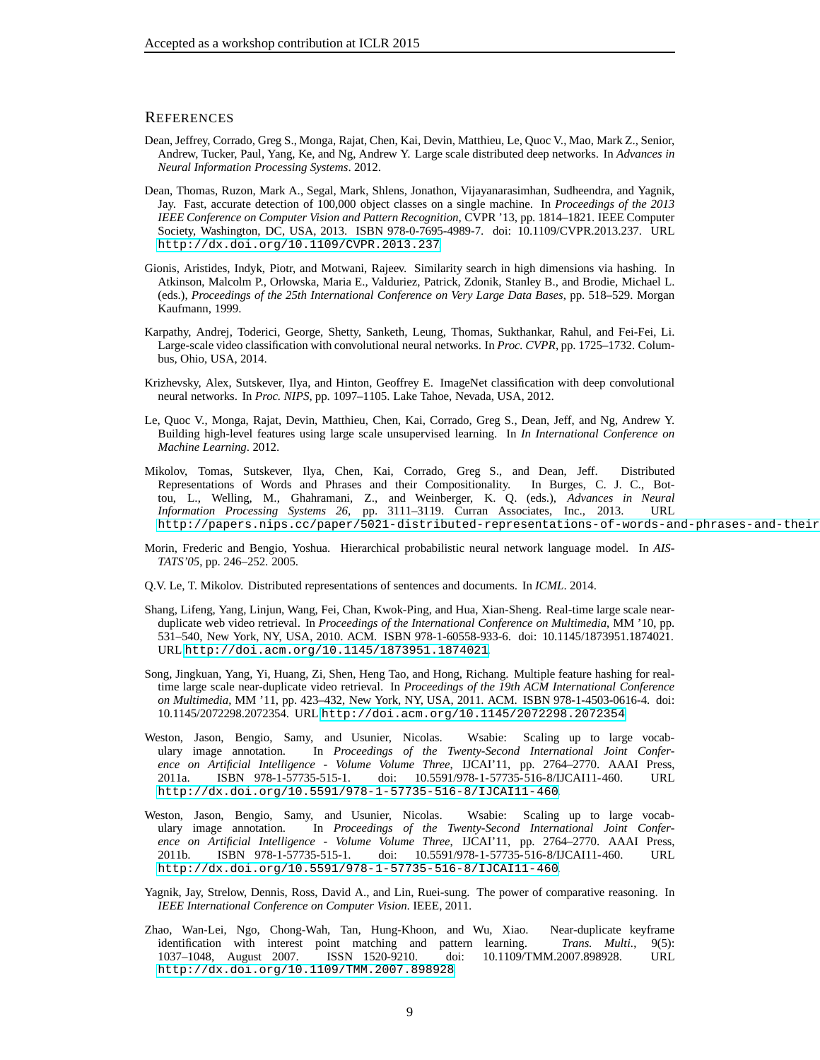## REFERENCES

Dean, Jeffrey, Corrado, Greg S., Monga, Rajat, Chen, Kai, Devin, Matthieu, Le, Quoc V., Mao, Mark Z., Senior, Andrew, Tucker, Paul, Yang, Ke, and Ng, Andrew Y. Large scale distributed deep networks. In *Advances in Neural Information Processing Systems*. 2012.

Dean, Thomas, Ruzon, Mark A., Segal, Mark, Shlens, Jonathon, Vijayanarasimhan, Sudheendra, and Yagnik, Jay. Fast, accurate detection of 100,000 object classes on a single machine. In *Proceedings of the 2013 IEEE Conference on Computer Vision and Pattern Recognition*, CVPR '13, pp. 1814–1821. IEEE Computer Society, Washington, DC, USA, 2013. ISBN 978-0-7695-4989-7. doi: 10.1109/CVPR.2013.237. URL http://dx.doi.org/10.1109/CVPR.2013.237.

Gionis, Aristides, Indyk, Piotr, and Motwani, Rajeev. Similarity search in high dimensions via hashing. In Atkinson, Malcolm P., Orlowska, Maria E., Valduriez, Patrick, Zdonik, Stanley B., and Brodie, Michael L. (eds.), *Proceedings of the 25th International Conference on Very Large Data Bases*, pp. 518–529. Morgan Kaufmann, 1999.

Karpathy, Andrej, Toderici, George, Shetty, Sanketh, Leung, Thomas, Sukthankar, Rahul, and Fei-Fei, Li. Large-scale video classification with convolutional neural networks. In *Proc. CVPR*, pp. 1725–1732. Columbus, Ohio, USA, 2014.

Krizhevsky, Alex, Sutskever, Ilya, and Hinton, Geoffrey E. ImageNet classification with deep convolutional neural networks. In *Proc. NIPS*, pp. 1097–1105. Lake Tahoe, Nevada, USA, 2012.

Le, Quoc V., Monga, Rajat, Devin, Matthieu, Chen, Kai, Corrado, Greg S., Dean, Jeff, and Ng, Andrew Y. Building high-level features using large scale unsupervised learning. In *In International Conference on Machine Learning*. 2012.

Mikolov, Tomas, Sutskever, Ilya, Chen, Kai, Corrado, Greg S., and Dean, Jeff. Distributed Representations of Words and Phrases and their Compositionality. In Burges, C. J. C., Bottou, L., Welling, M., Ghahramani, Z., and Weinberger, K. Q. (eds.), *Advances in Neural Information Processing Systems 26*, pp. 3111–3119. Curran Associates, Inc., 2013. URL http://papers.nips.cc/paper/5021-distributed-representations-of-words-and-phrases-and-their

Morin, Frederic and Bengio, Yoshua. Hierarchical probabilistic neural network language model. In *AISTATS'05*, pp. 246–252. 2005.

Q.V. Le, T. Mikolov. Distributed representations of sentences and documents. In *ICML*. 2014.

Shang, Lifeng, Yang, Linjun, Wang, Fei, Chan, Kwok-Ping, and Hua, Xian-Sheng. Real-time large scale near-duplicate web video retrieval. In *Proceedings of the International Conference on Multimedia*, MM '10, pp. 531–540, New York, NY, USA, 2010. ACM. ISBN 978-1-60558-933-6. doi: 10.1145/1873951.1874021. URL http://doi.acm.org/10.1145/1873951.1874021.

Song, Jingkuan, Yang, Yi, Huang, Zi, Shen, Heng Tao, and Hong, Richang. Multiple feature hashing for real-time large scale near-duplicate video retrieval. In *Proceedings of the 19th ACM International Conference on Multimedia*, MM '11, pp. 423–432, New York, NY, USA, 2011. ACM. ISBN 978-1-4503-0616-4. doi: 10.1145/2072298.2072354. URL http://doi.acm.org/10.1145/2072298.2072354.

Weston, Jason, Bengio, Samy, and Usunier, Nicolas. Wsabie: Scaling up to large vocabulary image annotation. In *Proceedings of the Twenty-Second International Joint Conference on Artificial Intelligence - Volume Volume Three*, IJCAI'11, pp. 2764–2770. AAAI Press, 2011a. ISBN 978-1-57735-515-1. doi: 10.5591/978-1-57735-516-8/IJCAI11-460. URL http://dx.doi.org/10.5591/978-1-57735-516-8/IJCAI11-460.

Weston, Jason, Bengio, Samy, and Usunier, Nicolas. Wsabie: Scaling up to large vocabulary image annotation. In *Proceedings of the Twenty-Second International Joint Conference on Artificial Intelligence - Volume Volume Three*, IJCAI'11, pp. 2764–2770. AAAI Press, 2011b. ISBN 978-1-57735-515-1. doi: 10.5591/978-1-57735-516-8/IJCAI11-460. URL http://dx.doi.org/10.5591/978-1-57735-516-8/IJCAI11-460.

Yagnik, Jay, Strelow, Dennis, Ross, David A., and Lin, Ruei-sung. The power of comparative reasoning. In *IEEE International Conference on Computer Vision*. IEEE, 2011.

Zhao, Wan-Lei, Ngo, Chong-Wah, Tan, Hung-Khoon, and Wu, Xiao. Near-duplicate keyframe identification with interest point matching and pattern learning. *Trans. Multi.*, 9(5): 1037–1048, August 2007. ISSN 1520-9210. doi: 10.1109/TMM.2007.898928. URL http://dx.doi.org/10.1109/TMM.2007.898928.